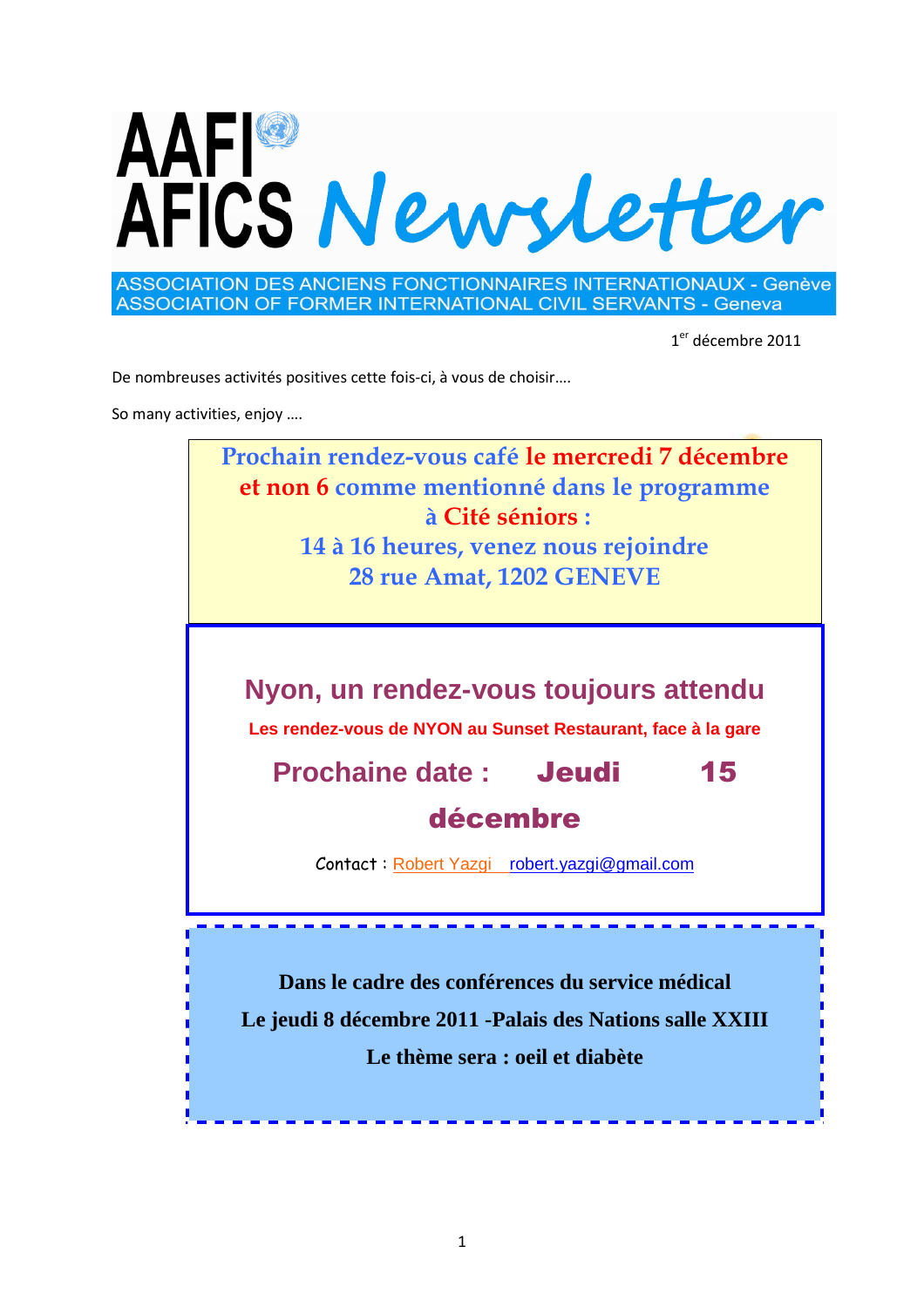# AAFI AFICS Newsletter

ASSOCIATION DES ANCIENS FONCTIONNAIRES INTERNATIONAUX - Genève
ASSOCIATION OF FORMER INTERNATIONAL CIVIL SERVANTS - Geneva

1er décembre 2011

De nombreuses activités positives cette fois-ci, à vous de choisir….

So many activities, enjoy ….

**Prochain rendez-vous café le mercredi 7 décembre et non 6 comme mentionné dans le programme à Cité séniors :**
**14 à 16 heures, venez nous rejoindre**
**28 rue Amat, 1202 GENEVE**

## Nyon, un rendez-vous toujours attendu

**Les rendez-vous de NYON au Sunset Restaurant, face à la gare**

**Prochaine date : Jeudi 15 décembre**

Contact : Robert Yazgi robert.yazgi@gmail.com

**Dans le cadre des conférences du service médical**
**Le jeudi 8 décembre 2011 -Palais des Nations salle XXIII**
**Le thème sera : oeil et diabète**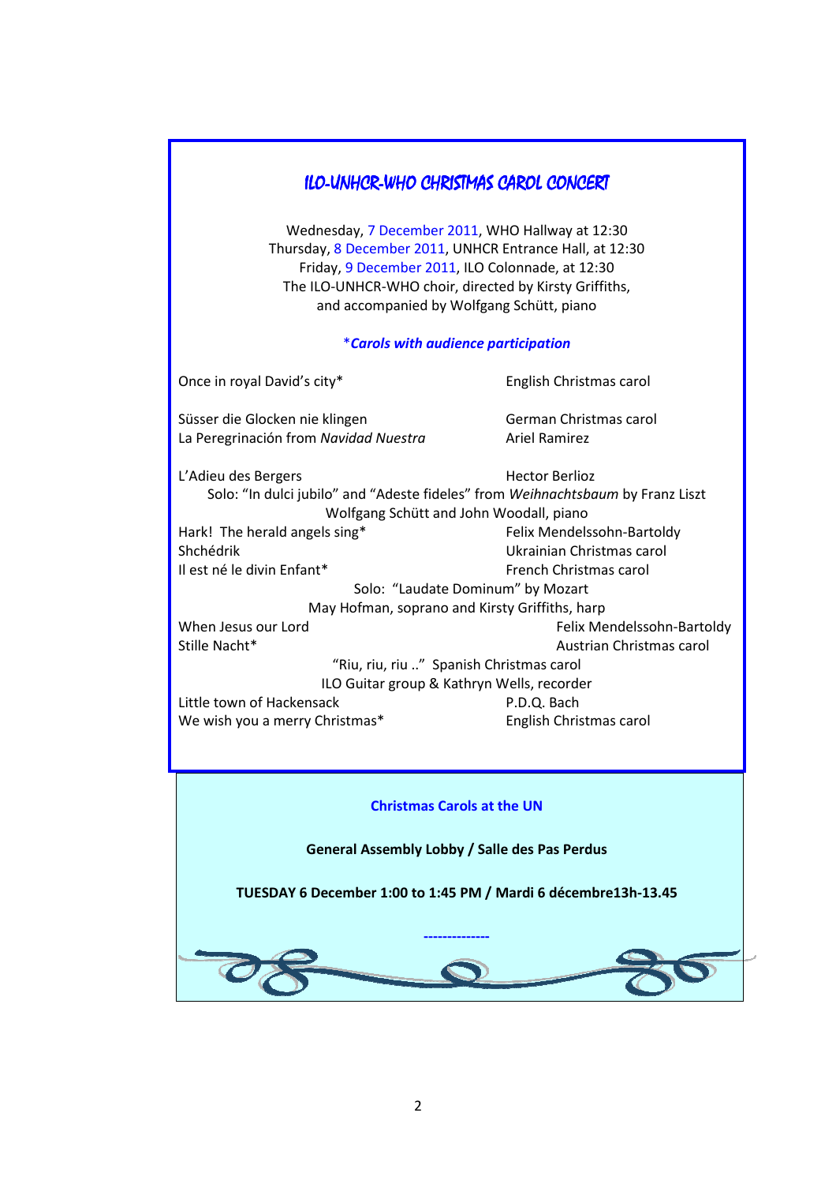## ILO-UNHCR-WHO CHRISTMAS CAROL CONCERT

Wednesday, 7 December 2011, WHO Hallway at 12:30
Thursday, 8 December 2011, UNHCR Entrance Hall, at 12:30
Friday, 9 December 2011, ILO Colonnade, at 12:30
The ILO-UNHCR-WHO choir, directed by Kirsty Griffiths,
and accompanied by Wolfgang Schütt, piano

*\*Carols with audience participation*

| | |
|---|---|
| Once in royal David's city* | English Christmas carol |
| Süsser die Glocken nie klingen | German Christmas carol |
| La Peregrinación from *Navidad Nuestra* | Ariel Ramirez |
| L'Adieu des Bergers | Hector Berlioz |

Solo: "In dulci jubilo" and "Adeste fideles" from *Weihnachtsbaum* by Franz Liszt
Wolfgang Schütt and John Woodall, piano

| | |
|---|---|
| Hark! The herald angels sing* | Felix Mendelssohn-Bartoldy |
| Shchédrik | Ukrainian Christmas carol |
| Il est né le divin Enfant* | French Christmas carol |

Solo: "Laudate Dominum" by Mozart
May Hofman, soprano and Kirsty Griffiths, harp

| | |
|---|---|
| When Jesus our Lord | Felix Mendelssohn-Bartoldy |
| Stille Nacht* | Austrian Christmas carol |

"Riu, riu, riu .." Spanish Christmas carol
ILO Guitar group & Kathryn Wells, recorder

| | |
|---|---|
| Little town of Hackensack | P.D.Q. Bach |
| We wish you a merry Christmas* | English Christmas carol |

**Christmas Carols at the UN**

**General Assembly Lobby / Salle des Pas Perdus**

**TUESDAY 6 December 1:00 to 1:45 PM / Mardi 6 décembre13h-13.45**

**--------------**